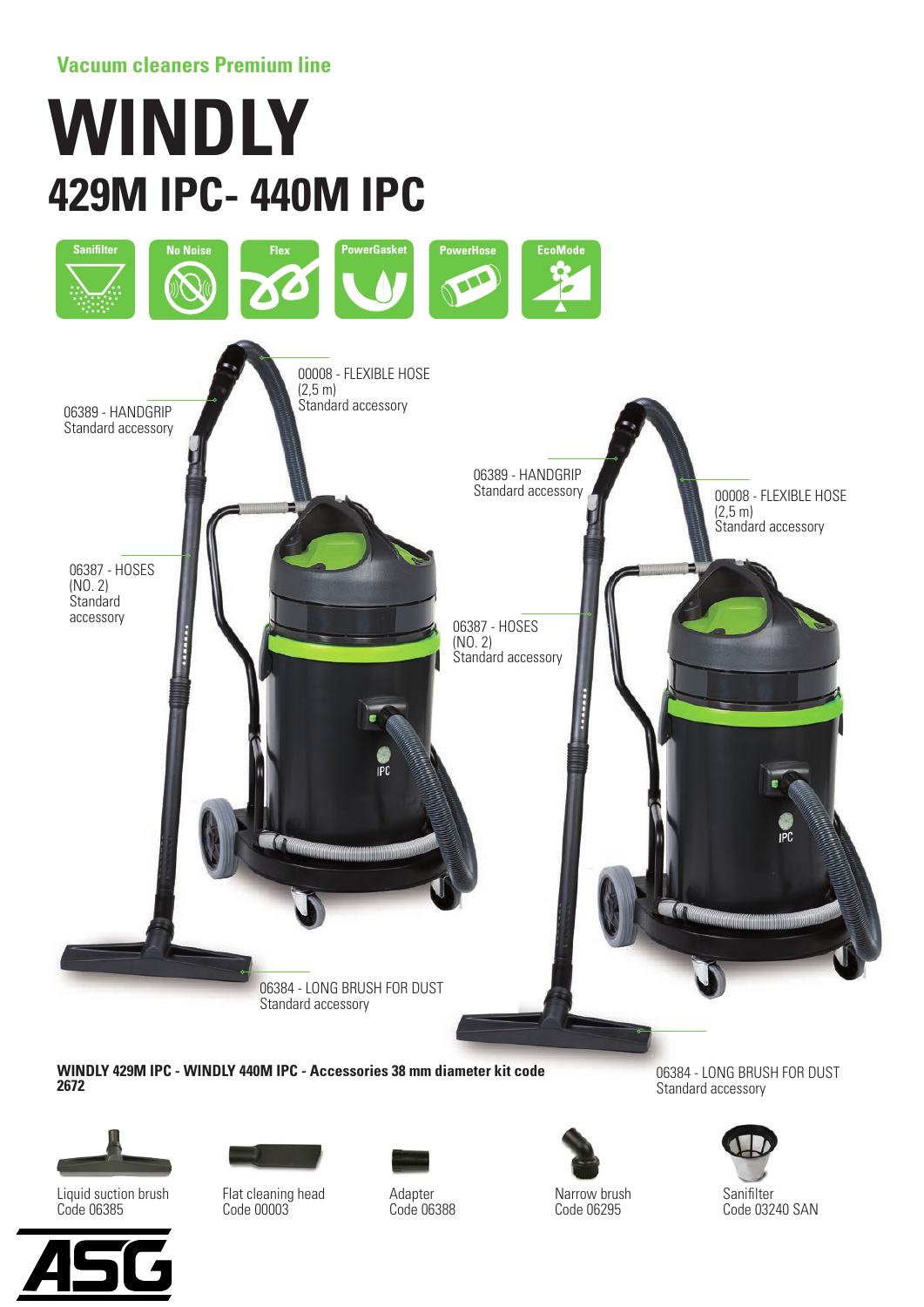Vacuum cleaners Premium line

# WINDLY

## 429M IPC- 440M IPC

Sanifilter | No Noise | Flex | PowerGasket | PowerHose | EcoMode

00008 - FLEXIBLE HOSE
(2,5 m)
Standard accessory

06389 - HANDGRIP
Standard accessory

06387 - HOSES
(NO. 2)
Standard
accessory

06384 - LONG BRUSH FOR DUST
Standard accessory

06389 - HANDGRIP
Standard accessory

00008 - FLEXIBLE HOSE
(2,5 m)
Standard accessory

06387 - HOSES
(NO. 2)
Standard accessory

06384 - LONG BRUSH FOR DUST
Standard accessory

**WINDLY 429M IPC - WINDLY 440M IPC - Accessories 38 mm diameter kit code 2672**

- Liquid suction brush
  Code 06385
- Flat cleaning head
  Code 00003
- Adapter
  Code 06388
- Narrow brush
  Code 06295
- Sanifilter
  Code 03240 SAN

ASG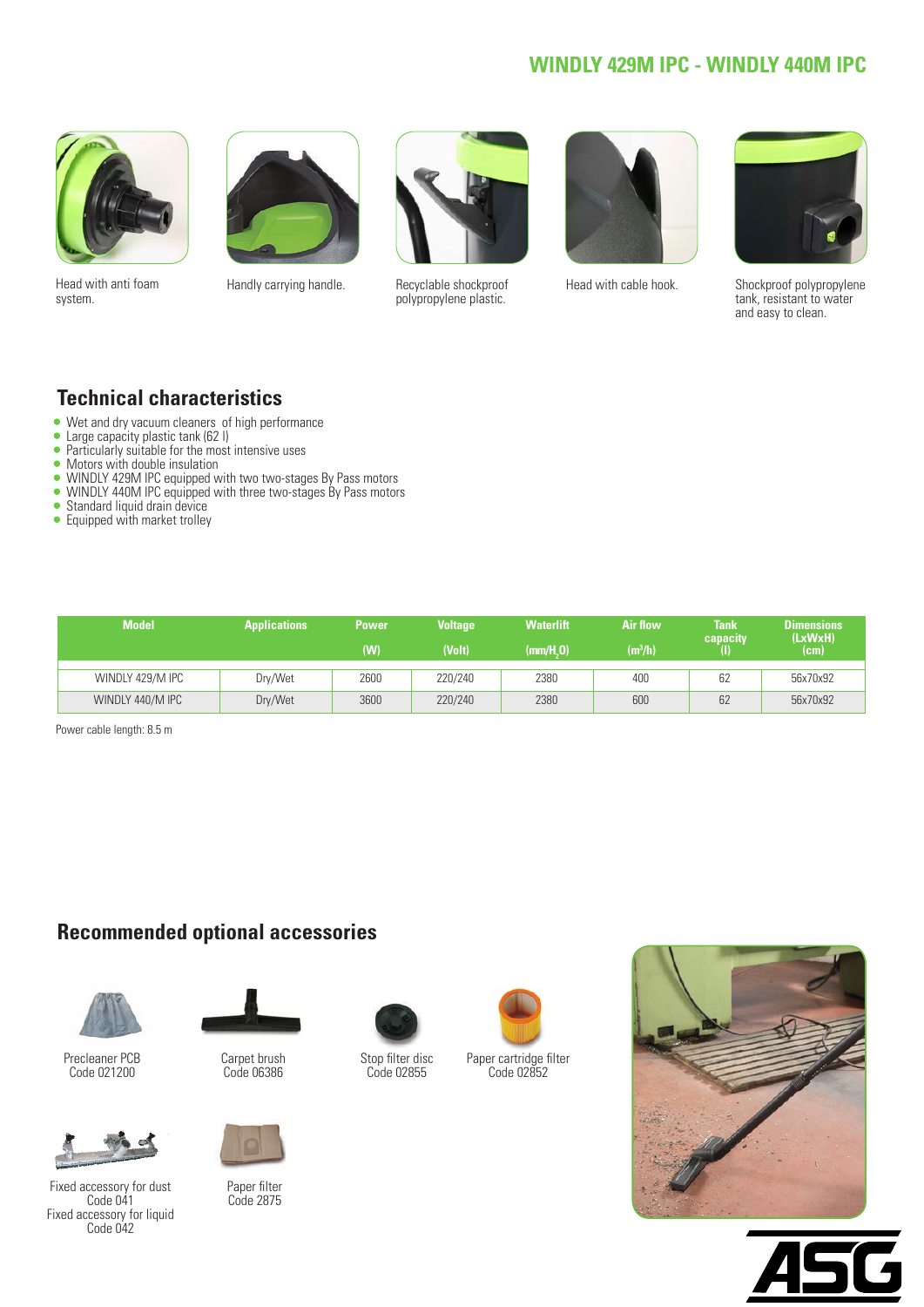## WINDLY 429M IPC - WINDLY 440M IPC

Head with anti foam system.

Handly carrying handle.

Recyclable shockproof polypropylene plastic.

Head with cable hook.

Shockproof polypropylene tank, resistant to water and easy to clean.

## Technical characteristics

- Wet and dry vacuum cleaners of high performance
- Large capacity plastic tank (62 l)
- Particularly suitable for the most intensive uses
- Motors with double insulation
- WINDLY 429M IPC equipped with two two-stages By Pass motors
- WINDLY 440M IPC equipped with three two-stages By Pass motors
- Standard liquid drain device
- Equipped with market trolley

| Model | Applications | Power (W) | Voltage (Volt) | Waterlift ($mm/H_2O$) | Air flow ($m^3/h$) | Tank capacity (l) | Dimensions (LxWxH) (cm) |
|---|---|---|---|---|---|---|---|
| WINDLY 429/M IPC | Dry/Wet | 2600 | 220/240 | 2380 | 400 | 62 | 56x70x92 |
| WINDLY 440/M IPC | Dry/Wet | 3600 | 220/240 | 2380 | 600 | 62 | 56x70x92 |

Power cable length: 8.5 m

## Recommended optional accessories

Precleaner PCB
Code 021200

Carpet brush
Code 06386

Stop filter disc
Code 02855

Paper cartridge filter
Code 02852

Fixed accessory for dust
Code 041
Fixed accessory for liquid
Code 042

Paper filter
Code 2875

ASG